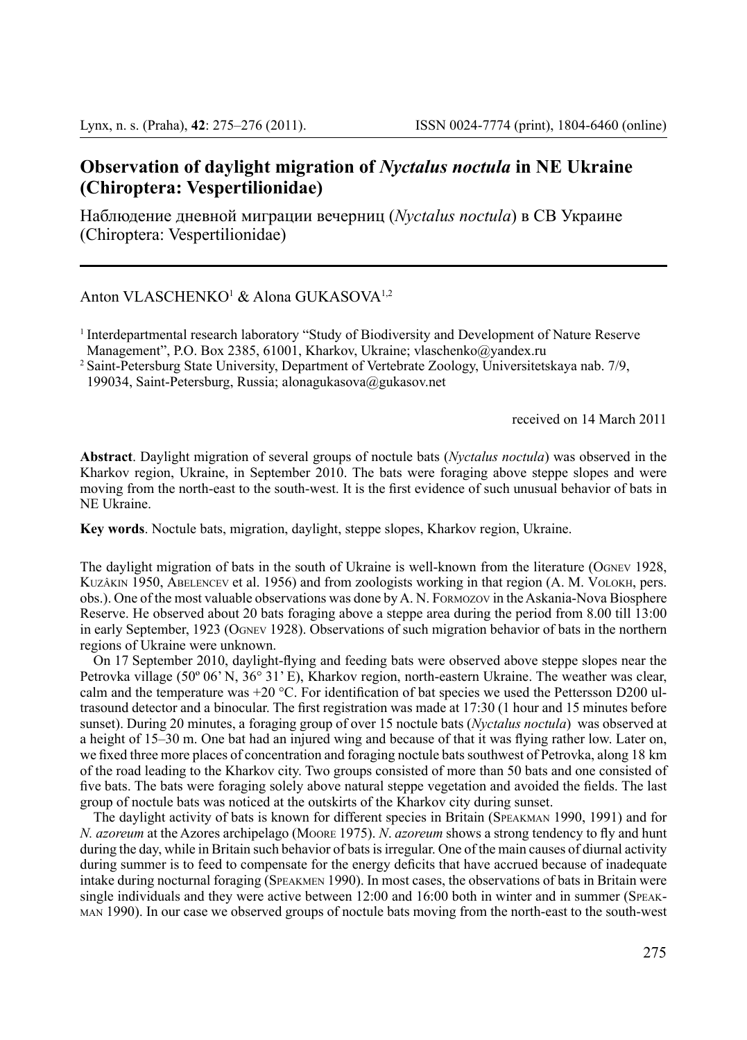# Observation of daylight migration of *Nyctalus noctula* in NE Ukraine (Chiroptera: Vespertilionidae)

Наблюдение дневной миграции вечерниц (*Nyctalus noctula*) в СВ Украине (Chiroptera: Vespertilionidae)

Anton VLASCHENKO[1] & Alona GUKASOVA[1,2]

[1] Interdepartmental research laboratory "Study of Biodiversity and Development of Nature Reserve Management", P.O. Box 2385, 61001, Kharkov, Ukraine; vlaschenko@yandex.ru

[2] Saint-Petersburg State University, Department of Vertebrate Zoology, Universitetskaya nab. 7/9, 199034, Saint-Petersburg, Russia; alonagukasova@gukasov.net

received on 14 March 2011

**Abstract**. Daylight migration of several groups of noctule bats (*Nyctalus noctula*) was observed in the Kharkov region, Ukraine, in September 2010. The bats were foraging above steppe slopes and were moving from the north-east to the south-west. It is the first evidence of such unusual behavior of bats in NE Ukraine.

**Key words**. Noctule bats, migration, daylight, steppe slopes, Kharkov region, Ukraine.

The daylight migration of bats in the south of Ukraine is well-known from the literature (Ognev 1928, Kuzâkin 1950, Abelencev et al. 1956) and from zoologists working in that region (A. M. Volokh, pers. obs.). One of the most valuable observations was done by A. N. Formozov in the Askania-Nova Biosphere Reserve. He observed about 20 bats foraging above a steppe area during the period from 8.00 till 13:00 in early September, 1923 (Ognev 1928). Observations of such migration behavior of bats in the northern regions of Ukraine were unknown.

On 17 September 2010, daylight-flying and feeding bats were observed above steppe slopes near the Petrovka village (50º 06' N, 36° 31' E), Kharkov region, north-eastern Ukraine. The weather was clear, calm and the temperature was +20 °C. For identification of bat species we used the Pettersson D200 ultrasound detector and a binocular. The first registration was made at 17:30 (1 hour and 15 minutes before sunset). During 20 minutes, a foraging group of over 15 noctule bats (*Nyctalus noctula*) was observed at a height of 15–30 m. One bat had an injured wing and because of that it was flying rather low. Later on, we fixed three more places of concentration and foraging noctule bats southwest of Petrovka, along 18 km of the road leading to the Kharkov city. Two groups consisted of more than 50 bats and one consisted of five bats. The bats were foraging solely above natural steppe vegetation and avoided the fields. The last group of noctule bats was noticed at the outskirts of the Kharkov city during sunset.

The daylight activity of bats is known for different species in Britain (Speakman 1990, 1991) and for *N. azoreum* at the Azores archipelago (Moore 1975). *N. azoreum* shows a strong tendency to fly and hunt during the day, while in Britain such behavior of bats is irregular. One of the main causes of diurnal activity during summer is to feed to compensate for the energy deficits that have accrued because of inadequate intake during nocturnal foraging (Speakmen 1990). In most cases, the observations of bats in Britain were single individuals and they were active between 12:00 and 16:00 both in winter and in summer (Speakman 1990). In our case we observed groups of noctule bats moving from the north-east to the south-west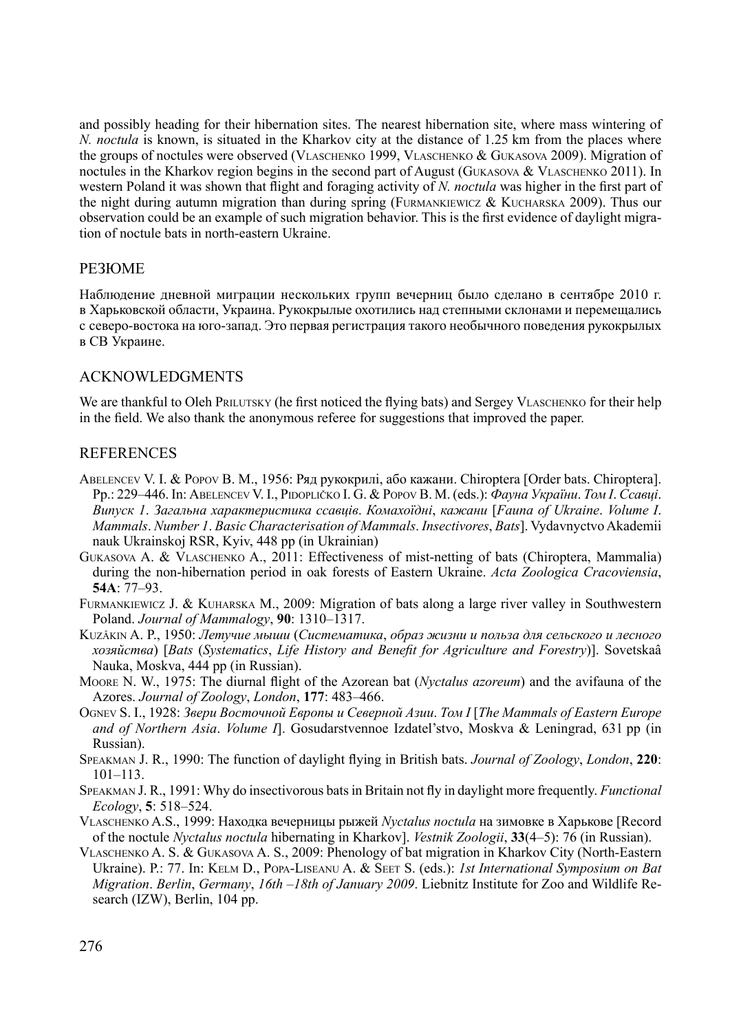and possibly heading for their hibernation sites. The nearest hibernation site, where mass wintering of *N. noctula* is known, is situated in the Kharkov city at the distance of 1.25 km from the places where the groups of noctules were observed (Vlaschenko 1999, Vlaschenko & Gukasova 2009). Migration of noctules in the Kharkov region begins in the second part of August (Gukasova & Vlaschenko 2011). In western Poland it was shown that flight and foraging activity of *N. noctula* was higher in the first part of the night during autumn migration than during spring (Furmankiewicz & Kucharska 2009). Thus our observation could be an example of such migration behavior. This is the first evidence of daylight migration of noctule bats in north-eastern Ukraine.

## РЕЗЮМЕ

Наблюдение дневной миграции нескольких групп вечерниц было сделано в сентябре 2010 г. в Харьковской области, Украина. Рукокрылые охотились над степными склонами и перемещались с северо-востока на юго-запад. Это первая регистрация такого необычного поведения рукокрылых в СВ Украине.

## ACKNOWLEDGMENTS

We are thankful to Oleh Prilutsky (he first noticed the flying bats) and Sergey Vlaschenko for their help in the field. We also thank the anonymous referee for suggestions that improved the paper.

## REFERENCES

Abelencev V. I. & Popov B. M., 1956: Ряд рукокрилі, або кажани. Chiroptera [Order bats. Chiroptera]. Pp.: 229–446. In: Abelencev V. I., Pidopličko I. G. & Popov B. M. (eds.): *Фауна України. Том I. Ссавці. Випуск 1. Загальна характеристика ссавців. Комахоїдні, кажани* [*Fauna of Ukraine. Volume I. Mammals. Number 1. Basic Characterisation of Mammals. Insectivores, Bats*]. Vydavnyctvo Akademii nauk Ukrainskoj RSR, Kyiv, 448 pp (in Ukrainian)

Gukasova A. & Vlaschenko A., 2011: Effectiveness of mist-netting of bats (Chiroptera, Mammalia) during the non-hibernation period in oak forests of Eastern Ukraine. *Acta Zoologica Cracoviensia*, **54A**: 77–93.

Furmankiewicz J. & Kuharska M., 2009: Migration of bats along a large river valley in Southwestern Poland. *Journal of Mammalogy*, **90**: 1310–1317.

Kuzâkin A. P., 1950: *Летучие мыши* (*Систематика, образ жизни и польза для сельского и лесного хозяйства*) [*Bats* (*Systematics, Life History and Benefit for Agriculture and Forestry*)]. Sovetskaâ Nauka, Moskva, 444 pp (in Russian).

Moore N. W., 1975: The diurnal flight of the Azorean bat (*Nyctalus azoreum*) and the avifauna of the Azores. *Journal of Zoology, London*, **177**: 483–466.

Ognev S. I., 1928: *Звери Восточной Европы и Северной Азии. Том I* [*The Mammals of Eastern Europe and of Northern Asia. Volume I*]. Gosudarstvennoe Izdatel'stvo, Moskva & Leningrad, 631 pp (in Russian).

Speakman J. R., 1990: The function of daylight flying in British bats. *Journal of Zoology, London*, **220**: 101–113.

Speakman J. R., 1991: Why do insectivorous bats in Britain not fly in daylight more frequently. *Functional Ecology*, **5**: 518–524.

Vlaschenko A.S., 1999: Находка вечерницы рыжей *Nyctalus noctula* на зимовке в Харькове [Record of the noctule *Nyctalus noctula* hibernating in Kharkov]. *Vestnik Zoologii*, **33**(4–5): 76 (in Russian).

Vlaschenko A. S. & Gukasova A. S., 2009: Phenology of bat migration in Kharkov City (North-Eastern Ukraine). P.: 77. In: Kelm D., Popa-Liseanu A. & Seet S. (eds.): *1st International Symposium on Bat Migration. Berlin, Germany, 16th –18th of January 2009*. Liebnitz Institute for Zoo and Wildlife Research (IZW), Berlin, 104 pp.